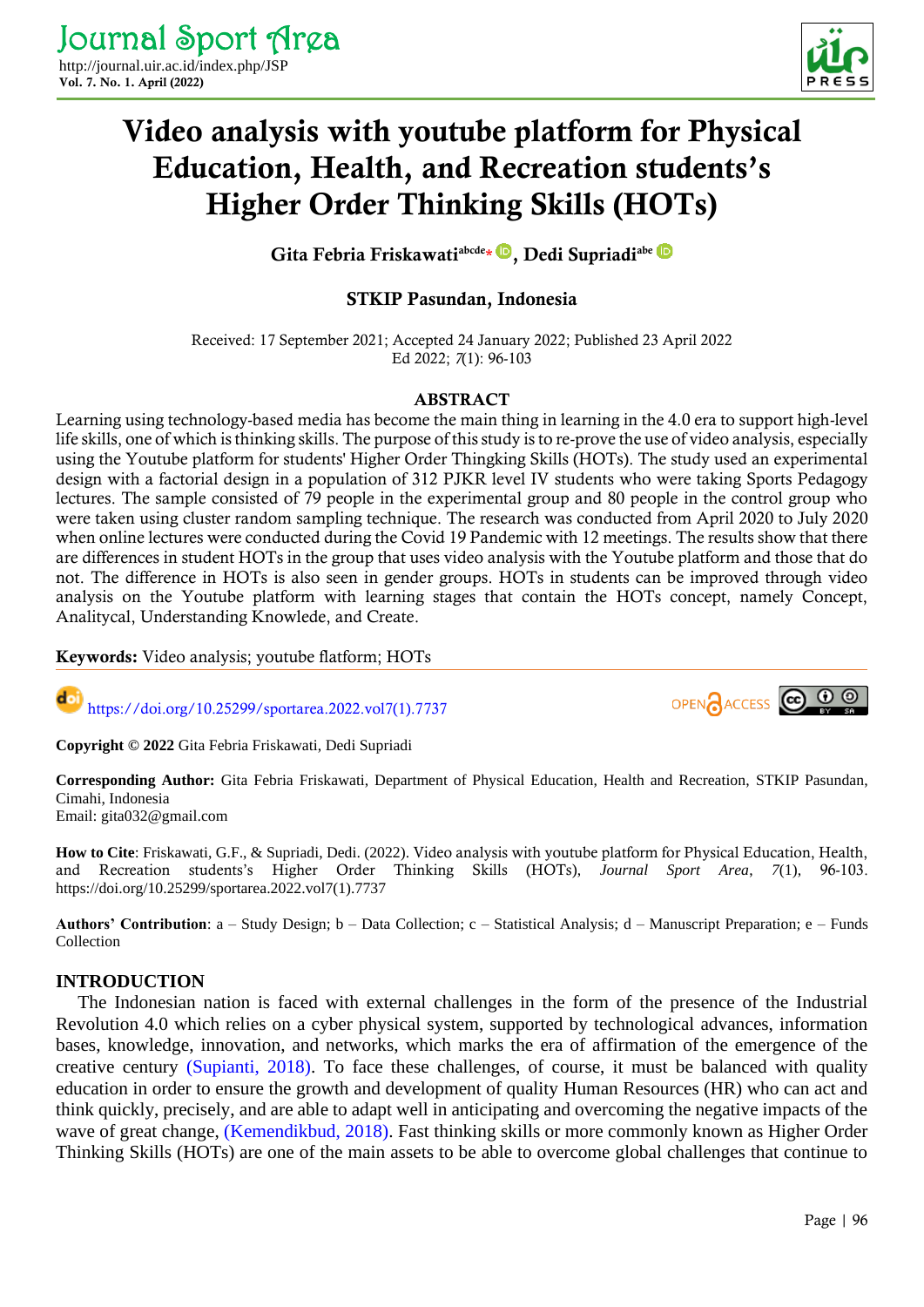# Video analysis with youtube platform for Physical Education, Health, and Recreation students's Higher Order Thinking Skills (HOTs)

**Gita Febria Friskawati[abcde]*, Dedi Supriadi[abe]**

**STKIP Pasundan, Indonesia**

Received: 17 September 2021; Accepted 24 January 2022; Published 23 April 2022
Ed 2022; *7*(1): 96-103

## ABSTRACT

Learning using technology-based media has become the main thing in learning in the 4.0 era to support high-level life skills, one of which is thinking skills. The purpose of this study is to re-prove the use of video analysis, especially using the Youtube platform for students' Higher Order Thingking Skills (HOTs). The study used an experimental design with a factorial design in a population of 312 PJKR level IV students who were taking Sports Pedagogy lectures. The sample consisted of 79 people in the experimental group and 80 people in the control group who were taken using cluster random sampling technique. The research was conducted from April 2020 to July 2020 when online lectures were conducted during the Covid 19 Pandemic with 12 meetings. The results show that there are differences in student HOTs in the group that uses video analysis with the Youtube platform and those that do not. The difference in HOTs is also seen in gender groups. HOTs in students can be improved through video analysis on the Youtube platform with learning stages that contain the HOTs concept, namely Concept, Analitycal, Understanding Knowlede, and Create.

**Keywords:** Video analysis; youtube flatform; HOTs

https://doi.org/10.25299/sportarea.2022.vol7(1).7737

**Copyright © 2022** Gita Febria Friskawati, Dedi Supriadi

**Corresponding Author:** Gita Febria Friskawati, Department of Physical Education, Health and Recreation, STKIP Pasundan, Cimahi, Indonesia
Email: gita032@gmail.com

**How to Cite**: Friskawati, G.F., & Supriadi, Dedi. (2022). Video analysis with youtube platform for Physical Education, Health, and Recreation students's Higher Order Thinking Skills (HOTs), *Journal Sport Area*, *7*(1), 96-103. https://doi.org/10.25299/sportarea.2022.vol7(1).7737

**Authors' Contribution**: a – Study Design; b – Data Collection; c – Statistical Analysis; d – Manuscript Preparation; e – Funds Collection

## INTRODUCTION

The Indonesian nation is faced with external challenges in the form of the presence of the Industrial Revolution 4.0 which relies on a cyber physical system, supported by technological advances, information bases, knowledge, innovation, and networks, which marks the era of affirmation of the emergence of the creative century (Supianti, 2018). To face these challenges, of course, it must be balanced with quality education in order to ensure the growth and development of quality Human Resources (HR) who can act and think quickly, precisely, and are able to adapt well in anticipating and overcoming the negative impacts of the wave of great change, (Kemendikbud, 2018). Fast thinking skills or more commonly known as Higher Order Thinking Skills (HOTs) are one of the main assets to be able to overcome global challenges that continue to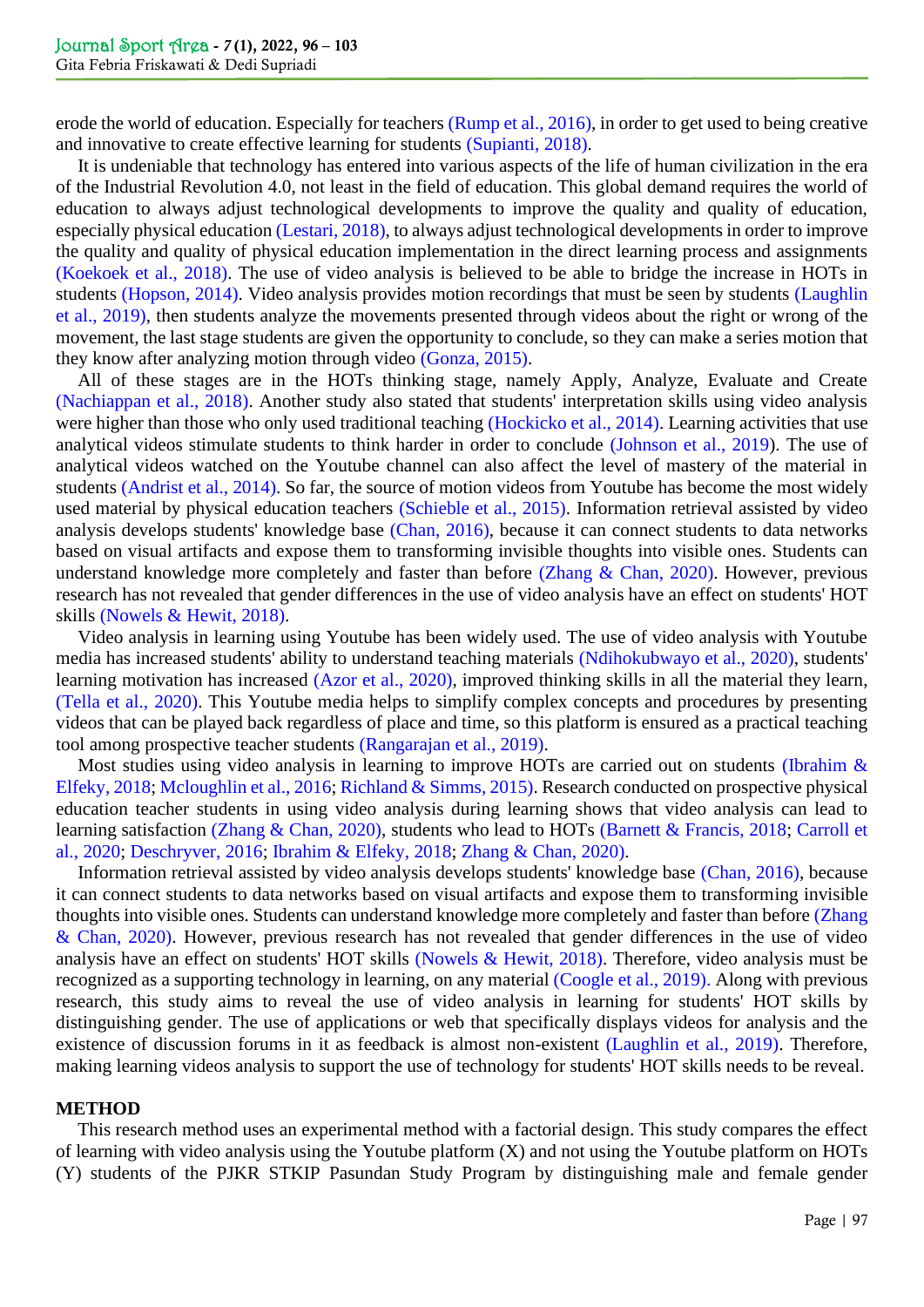erode the world of education. Especially for teachers (Rump et al., 2016), in order to get used to being creative and innovative to create effective learning for students (Supianti, 2018).

It is undeniable that technology has entered into various aspects of the life of human civilization in the era of the Industrial Revolution 4.0, not least in the field of education. This global demand requires the world of education to always adjust technological developments to improve the quality and quality of education, especially physical education (Lestari, 2018), to always adjust technological developments in order to improve the quality and quality of physical education implementation in the direct learning process and assignments (Koekoek et al., 2018). The use of video analysis is believed to be able to bridge the increase in HOTs in students (Hopson, 2014). Video analysis provides motion recordings that must be seen by students (Laughlin et al., 2019), then students analyze the movements presented through videos about the right or wrong of the movement, the last stage students are given the opportunity to conclude, so they can make a series motion that they know after analyzing motion through video (Gonza, 2015).

All of these stages are in the HOTs thinking stage, namely Apply, Analyze, Evaluate and Create (Nachiappan et al., 2018). Another study also stated that students' interpretation skills using video analysis were higher than those who only used traditional teaching (Hockicko et al., 2014). Learning activities that use analytical videos stimulate students to think harder in order to conclude (Johnson et al., 2019). The use of analytical videos watched on the Youtube channel can also affect the level of mastery of the material in students (Andrist et al., 2014). So far, the source of motion videos from Youtube has become the most widely used material by physical education teachers (Schieble et al., 2015). Information retrieval assisted by video analysis develops students' knowledge base (Chan, 2016), because it can connect students to data networks based on visual artifacts and expose them to transforming invisible thoughts into visible ones. Students can understand knowledge more completely and faster than before (Zhang & Chan, 2020). However, previous research has not revealed that gender differences in the use of video analysis have an effect on students' HOT skills (Nowels & Hewit, 2018).

Video analysis in learning using Youtube has been widely used. The use of video analysis with Youtube media has increased students' ability to understand teaching materials (Ndihokubwayo et al., 2020), students' learning motivation has increased (Azor et al., 2020), improved thinking skills in all the material they learn, (Tella et al., 2020). This Youtube media helps to simplify complex concepts and procedures by presenting videos that can be played back regardless of place and time, so this platform is ensured as a practical teaching tool among prospective teacher students (Rangarajan et al., 2019).

Most studies using video analysis in learning to improve HOTs are carried out on students (Ibrahim & Elfeky, 2018; Mcloughlin et al., 2016; Richland & Simms, 2015). Research conducted on prospective physical education teacher students in using video analysis during learning shows that video analysis can lead to learning satisfaction (Zhang & Chan, 2020), students who lead to HOTs (Barnett & Francis, 2018; Carroll et al., 2020; Deschryver, 2016; Ibrahim & Elfeky, 2018; Zhang & Chan, 2020).

Information retrieval assisted by video analysis develops students' knowledge base (Chan, 2016), because it can connect students to data networks based on visual artifacts and expose them to transforming invisible thoughts into visible ones. Students can understand knowledge more completely and faster than before (Zhang & Chan, 2020). However, previous research has not revealed that gender differences in the use of video analysis have an effect on students' HOT skills (Nowels & Hewit, 2018). Therefore, video analysis must be recognized as a supporting technology in learning, on any material (Coogle et al., 2019). Along with previous research, this study aims to reveal the use of video analysis in learning for students' HOT skills by distinguishing gender. The use of applications or web that specifically displays videos for analysis and the existence of discussion forums in it as feedback is almost non-existent (Laughlin et al., 2019). Therefore, making learning videos analysis to support the use of technology for students' HOT skills needs to be reveal.

## METHOD

This research method uses an experimental method with a factorial design. This study compares the effect of learning with video analysis using the Youtube platform (X) and not using the Youtube platform on HOTs (Y) students of the PJKR STKIP Pasundan Study Program by distinguishing male and female gender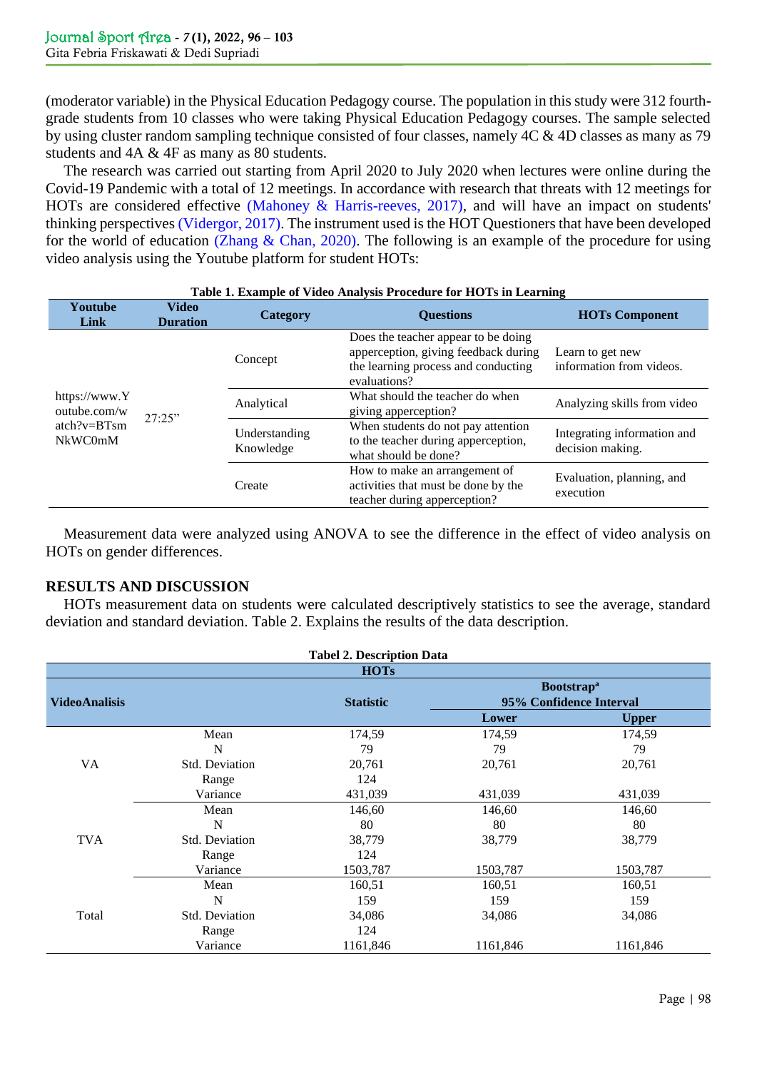(moderator variable) in the Physical Education Pedagogy course. The population in this study were 312 fourth-grade students from 10 classes who were taking Physical Education Pedagogy courses. The sample selected by using cluster random sampling technique consisted of four classes, namely 4C & 4D classes as many as 79 students and 4A & 4F as many as 80 students.

The research was carried out starting from April 2020 to July 2020 when lectures were online during the Covid-19 Pandemic with a total of 12 meetings. In accordance with research that threats with 12 meetings for HOTs are considered effective (Mahoney & Harris-reeves, 2017), and will have an impact on students' thinking perspectives (Vidergor, 2017). The instrument used is the HOT Questioners that have been developed for the world of education (Zhang & Chan, 2020). The following is an example of the procedure for using video analysis using the Youtube platform for student HOTs:

**Table 1. Example of Video Analysis Procedure for HOTs in Learning**

| Youtube Link | Video Duration | Category | Questions | HOTs Component |
|---|---|---|---|---|
| https://www.Youtube.com/watch?v=BTsmNkWC0mM | 27:25" | Concept | Does the teacher appear to be doing apperception, giving feedback during the learning process and conducting evaluations? | Learn to get new information from videos. |
| | | Analytical | What should the teacher do when giving apperception? | Analyzing skills from video |
| | | Understanding Knowledge | When students do not pay attention to the teacher during apperception, what should be done? | Integrating information and decision making. |
| | | Create | How to make an arrangement of activities that must be done by the teacher during apperception? | Evaluation, planning, and execution |

Measurement data were analyzed using ANOVA to see the difference in the effect of video analysis on HOTs on gender differences.

## RESULTS AND DISCUSSION

HOTs measurement data on students were calculated descriptively statistics to see the average, standard deviation and standard deviation. Table 2. Explains the results of the data description.

**Tabel 2. Description Data**

| VideoAnalisis | | HOTs Statistic | Bootstrap[a] 95% Confidence Interval Lower | Upper |
|---|---|---|---|---|
| VA | Mean | 174,59 | 174,59 | 174,59 |
| | N | 79 | 79 | 79 |
| | Std. Deviation | 20,761 | 20,761 | 20,761 |
| | Range | 124 | | |
| | Variance | 431,039 | 431,039 | 431,039 |
| TVA | Mean | 146,60 | 146,60 | 146,60 |
| | N | 80 | 80 | 80 |
| | Std. Deviation | 38,779 | 38,779 | 38,779 |
| | Range | 124 | | |
| | Variance | 1503,787 | 1503,787 | 1503,787 |
| Total | Mean | 160,51 | 160,51 | 160,51 |
| | N | 159 | 159 | 159 |
| | Std. Deviation | 34,086 | 34,086 | 34,086 |
| | Range | 124 | | |
| | Variance | 1161,846 | 1161,846 | 1161,846 |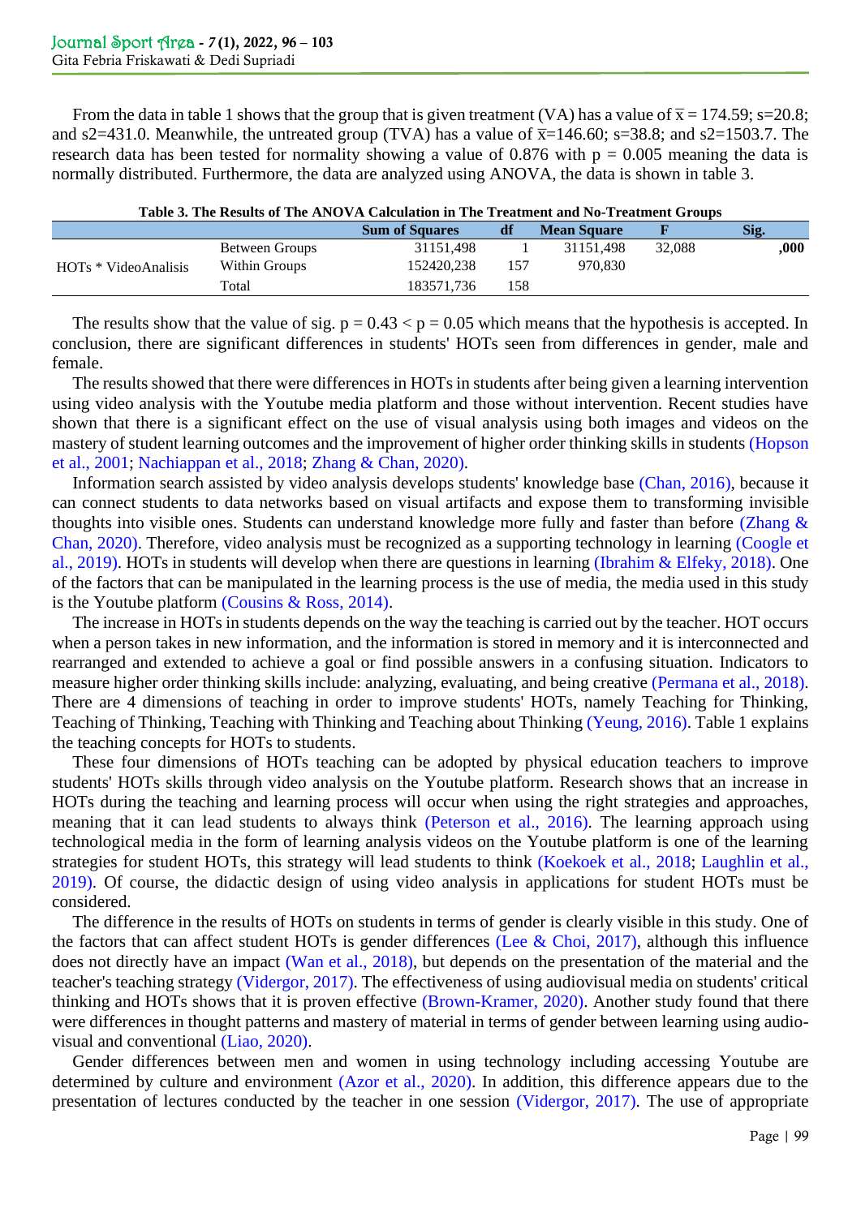From the data in table 1 shows that the group that is given treatment (VA) has a value of $\bar{x} = 174.59$; $s=20.8$; and $s2=431.0$. Meanwhile, the untreated group (TVA) has a value of $\bar{x}=146.60$; $s=38.8$; and $s2=1503.7$. The research data has been tested for normality showing a value of 0.876 with $p = 0.005$ meaning the data is normally distributed. Furthermore, the data are analyzed using ANOVA, the data is shown in table 3.

**Table 3. The Results of The ANOVA Calculation in The Treatment and No-Treatment Groups**

| | | Sum of Squares | df | Mean Square | F | Sig. |
|---|---|---|---|---|---|---|
| HOTs * VideoAnalisis | Between Groups | 31151,498 | 1 | 31151,498 | 32,088 | ,000 |
| | Within Groups | 152420,238 | 157 | 970,830 | | |
| | Total | 183571,736 | 158 | | | |

The results show that the value of sig. $p = 0.43 < p = 0.05$ which means that the hypothesis is accepted. In conclusion, there are significant differences in students' HOTs seen from differences in gender, male and female.

The results showed that there were differences in HOTs in students after being given a learning intervention using video analysis with the Youtube media platform and those without intervention. Recent studies have shown that there is a significant effect on the use of visual analysis using both images and videos on the mastery of student learning outcomes and the improvement of higher order thinking skills in students (Hopson et al., 2001; Nachiappan et al., 2018; Zhang & Chan, 2020).

Information search assisted by video analysis develops students' knowledge base (Chan, 2016), because it can connect students to data networks based on visual artifacts and expose them to transforming invisible thoughts into visible ones. Students can understand knowledge more fully and faster than before (Zhang & Chan, 2020). Therefore, video analysis must be recognized as a supporting technology in learning (Coogle et al., 2019). HOTs in students will develop when there are questions in learning (Ibrahim & Elfeky, 2018). One of the factors that can be manipulated in the learning process is the use of media, the media used in this study is the Youtube platform (Cousins & Ross, 2014).

The increase in HOTs in students depends on the way the teaching is carried out by the teacher. HOT occurs when a person takes in new information, and the information is stored in memory and it is interconnected and rearranged and extended to achieve a goal or find possible answers in a confusing situation. Indicators to measure higher order thinking skills include: analyzing, evaluating, and being creative (Permana et al., 2018). There are 4 dimensions of teaching in order to improve students' HOTs, namely Teaching for Thinking, Teaching of Thinking, Teaching with Thinking and Teaching about Thinking (Yeung, 2016). Table 1 explains the teaching concepts for HOTs to students.

These four dimensions of HOTs teaching can be adopted by physical education teachers to improve students' HOTs skills through video analysis on the Youtube platform. Research shows that an increase in HOTs during the teaching and learning process will occur when using the right strategies and approaches, meaning that it can lead students to always think (Peterson et al., 2016). The learning approach using technological media in the form of learning analysis videos on the Youtube platform is one of the learning strategies for student HOTs, this strategy will lead students to think (Koekoek et al., 2018; Laughlin et al., 2019). Of course, the didactic design of using video analysis in applications for student HOTs must be considered.

The difference in the results of HOTs on students in terms of gender is clearly visible in this study. One of the factors that can affect student HOTs is gender differences (Lee & Choi, 2017), although this influence does not directly have an impact (Wan et al., 2018), but depends on the presentation of the material and the teacher's teaching strategy (Vidergor, 2017). The effectiveness of using audiovisual media on students' critical thinking and HOTs shows that it is proven effective (Brown-Kramer, 2020). Another study found that there were differences in thought patterns and mastery of material in terms of gender between learning using audio-visual and conventional (Liao, 2020).

Gender differences between men and women in using technology including accessing Youtube are determined by culture and environment (Azor et al., 2020). In addition, this difference appears due to the presentation of lectures conducted by the teacher in one session (Vidergor, 2017). The use of appropriate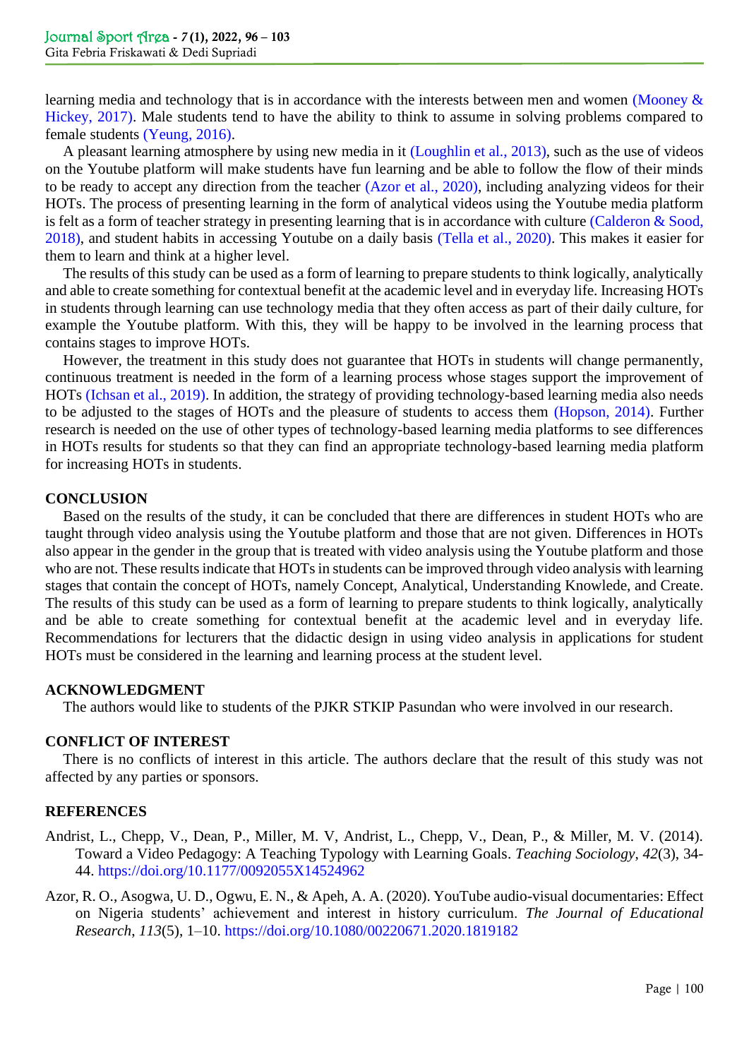learning media and technology that is in accordance with the interests between men and women (Mooney & Hickey, 2017). Male students tend to have the ability to think to assume in solving problems compared to female students (Yeung, 2016).

A pleasant learning atmosphere by using new media in it (Loughlin et al., 2013), such as the use of videos on the Youtube platform will make students have fun learning and be able to follow the flow of their minds to be ready to accept any direction from the teacher (Azor et al., 2020), including analyzing videos for their HOTs. The process of presenting learning in the form of analytical videos using the Youtube media platform is felt as a form of teacher strategy in presenting learning that is in accordance with culture (Calderon & Sood, 2018), and student habits in accessing Youtube on a daily basis (Tella et al., 2020). This makes it easier for them to learn and think at a higher level.

The results of this study can be used as a form of learning to prepare students to think logically, analytically and able to create something for contextual benefit at the academic level and in everyday life. Increasing HOTs in students through learning can use technology media that they often access as part of their daily culture, for example the Youtube platform. With this, they will be happy to be involved in the learning process that contains stages to improve HOTs.

However, the treatment in this study does not guarantee that HOTs in students will change permanently, continuous treatment is needed in the form of a learning process whose stages support the improvement of HOTs (Ichsan et al., 2019). In addition, the strategy of providing technology-based learning media also needs to be adjusted to the stages of HOTs and the pleasure of students to access them (Hopson, 2014). Further research is needed on the use of other types of technology-based learning media platforms to see differences in HOTs results for students so that they can find an appropriate technology-based learning media platform for increasing HOTs in students.

## CONCLUSION

Based on the results of the study, it can be concluded that there are differences in student HOTs who are taught through video analysis using the Youtube platform and those that are not given. Differences in HOTs also appear in the gender in the group that is treated with video analysis using the Youtube platform and those who are not. These results indicate that HOTs in students can be improved through video analysis with learning stages that contain the concept of HOTs, namely Concept, Analytical, Understanding Knowlede, and Create. The results of this study can be used as a form of learning to prepare students to think logically, analytically and be able to create something for contextual benefit at the academic level and in everyday life. Recommendations for lecturers that the didactic design in using video analysis in applications for student HOTs must be considered in the learning and learning process at the student level.

## ACKNOWLEDGMENT

The authors would like to students of the PJKR STKIP Pasundan who were involved in our research.

## CONFLICT OF INTEREST

There is no conflicts of interest in this article. The authors declare that the result of this study was not affected by any parties or sponsors.

## REFERENCES

Andrist, L., Chepp, V., Dean, P., Miller, M. V, Andrist, L., Chepp, V., Dean, P., & Miller, M. V. (2014). Toward a Video Pedagogy: A Teaching Typology with Learning Goals. *Teaching Sociology*, *42*(3), 34-44. https://doi.org/10.1177/0092055X14524962

Azor, R. O., Asogwa, U. D., Ogwu, E. N., & Apeh, A. A. (2020). YouTube audio-visual documentaries: Effect on Nigeria students' achievement and interest in history curriculum. *The Journal of Educational Research*, *113*(5), 1–10. https://doi.org/10.1080/00220671.2020.1819182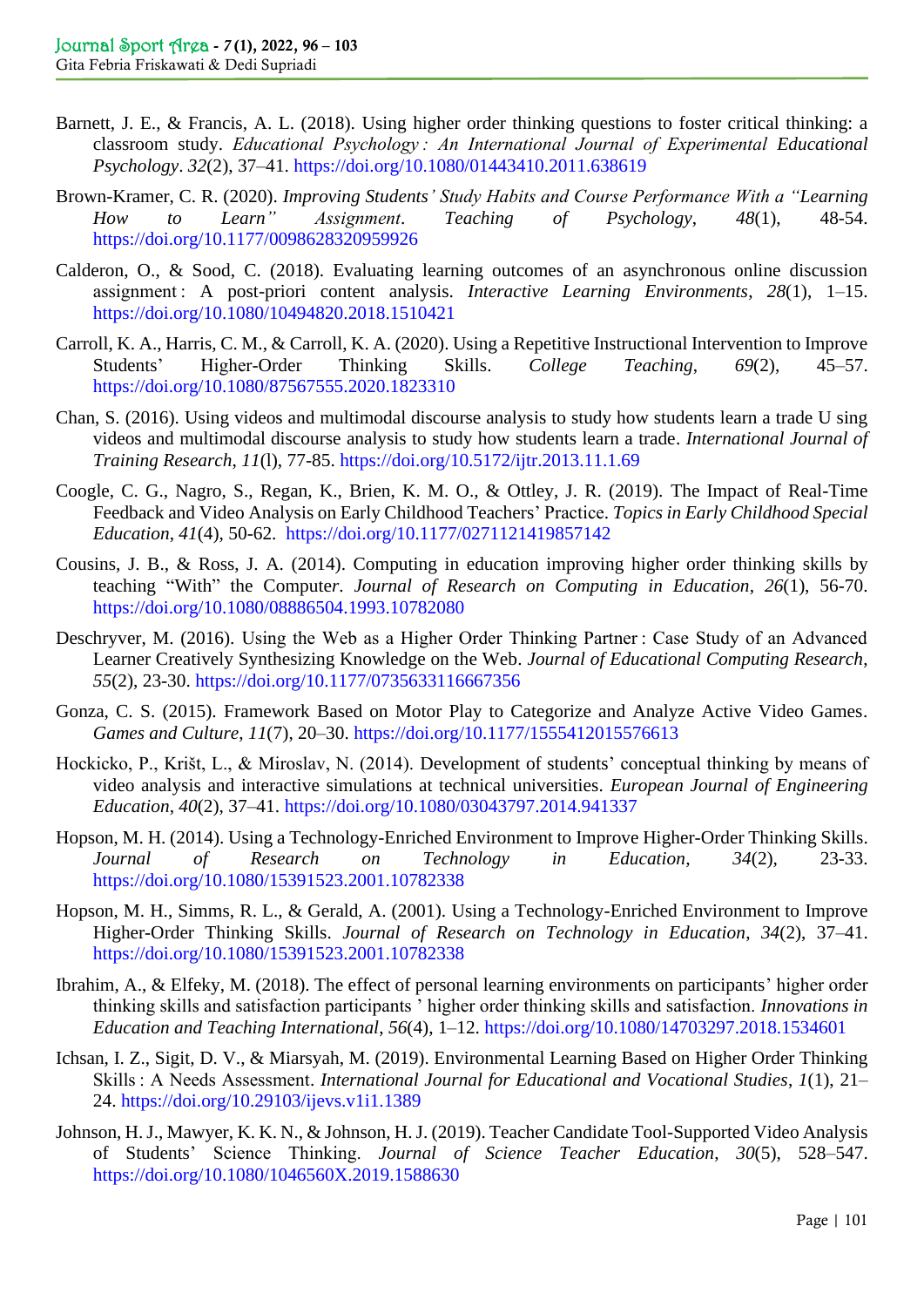Barnett, J. E., & Francis, A. L. (2018). Using higher order thinking questions to foster critical thinking: a classroom study. *Educational Psychology : An International Journal of Experimental Educational Psychology*. *32*(2), 37–41. https://doi.org/10.1080/01443410.2011.638619

Brown-Kramer, C. R. (2020). *Improving Students' Study Habits and Course Performance With a "Learning How to Learn" Assignment*. *Teaching of Psychology*, *48*(1), 48-54. https://doi.org/10.1177/0098628320959926

Calderon, O., & Sood, C. (2018). Evaluating learning outcomes of an asynchronous online discussion assignment : A post-priori content analysis. *Interactive Learning Environments*, *28*(1), 1–15. https://doi.org/10.1080/10494820.2018.1510421

Carroll, K. A., Harris, C. M., & Carroll, K. A. (2020). Using a Repetitive Instructional Intervention to Improve Students' Higher-Order Thinking Skills. *College Teaching*, *69*(2), 45–57. https://doi.org/10.1080/87567555.2020.1823310

Chan, S. (2016). Using videos and multimodal discourse analysis to study how students learn a trade U sing videos and multimodal discourse analysis to study how students learn a trade. *International Journal of Training Research*, *11*(l), 77-85. https://doi.org/10.5172/ijtr.2013.11.1.69

Coogle, C. G., Nagro, S., Regan, K., Brien, K. M. O., & Ottley, J. R. (2019). The Impact of Real-Time Feedback and Video Analysis on Early Childhood Teachers' Practice. *Topics in Early Childhood Special Education*, *41*(4), 50-62. https://doi.org/10.1177/0271121419857142

Cousins, J. B., & Ross, J. A. (2014). Computing in education improving higher order thinking skills by teaching "With" the Computer. *Journal of Research on Computing in Education*, *26*(1), 56-70. https://doi.org/10.1080/08886504.1993.10782080

Deschryver, M. (2016). Using the Web as a Higher Order Thinking Partner : Case Study of an Advanced Learner Creatively Synthesizing Knowledge on the Web. *Journal of Educational Computing Research*, *55*(2), 23-30. https://doi.org/10.1177/0735633116667356

Gonza, C. S. (2015). Framework Based on Motor Play to Categorize and Analyze Active Video Games. *Games and Culture*, *11*(7), 20–30. https://doi.org/10.1177/1555412015576613

Hockicko, P., Krišt, L., & Miroslav, N. (2014). Development of students' conceptual thinking by means of video analysis and interactive simulations at technical universities. *European Journal of Engineering Education*, *40*(2), 37–41. https://doi.org/10.1080/03043797.2014.941337

Hopson, M. H. (2014). Using a Technology-Enriched Environment to Improve Higher-Order Thinking Skills. *Journal of Research on Technology in Education*, *34*(2), 23-33. https://doi.org/10.1080/15391523.2001.10782338

Hopson, M. H., Simms, R. L., & Gerald, A. (2001). Using a Technology-Enriched Environment to Improve Higher-Order Thinking Skills. *Journal of Research on Technology in Education*, *34*(2), 37–41. https://doi.org/10.1080/15391523.2001.10782338

Ibrahim, A., & Elfeky, M. (2018). The effect of personal learning environments on participants' higher order thinking skills and satisfaction participants ' higher order thinking skills and satisfaction. *Innovations in Education and Teaching International*, *56*(4), 1–12. https://doi.org/10.1080/14703297.2018.1534601

Ichsan, I. Z., Sigit, D. V., & Miarsyah, M. (2019). Environmental Learning Based on Higher Order Thinking Skills : A Needs Assessment. *International Journal for Educational and Vocational Studies*, *1*(1), 21–24. https://doi.org/10.29103/ijevs.v1i1.1389

Johnson, H. J., Mawyer, K. K. N., & Johnson, H. J. (2019). Teacher Candidate Tool-Supported Video Analysis of Students' Science Thinking. *Journal of Science Teacher Education*, *30*(5), 528–547. https://doi.org/10.1080/1046560X.2019.1588630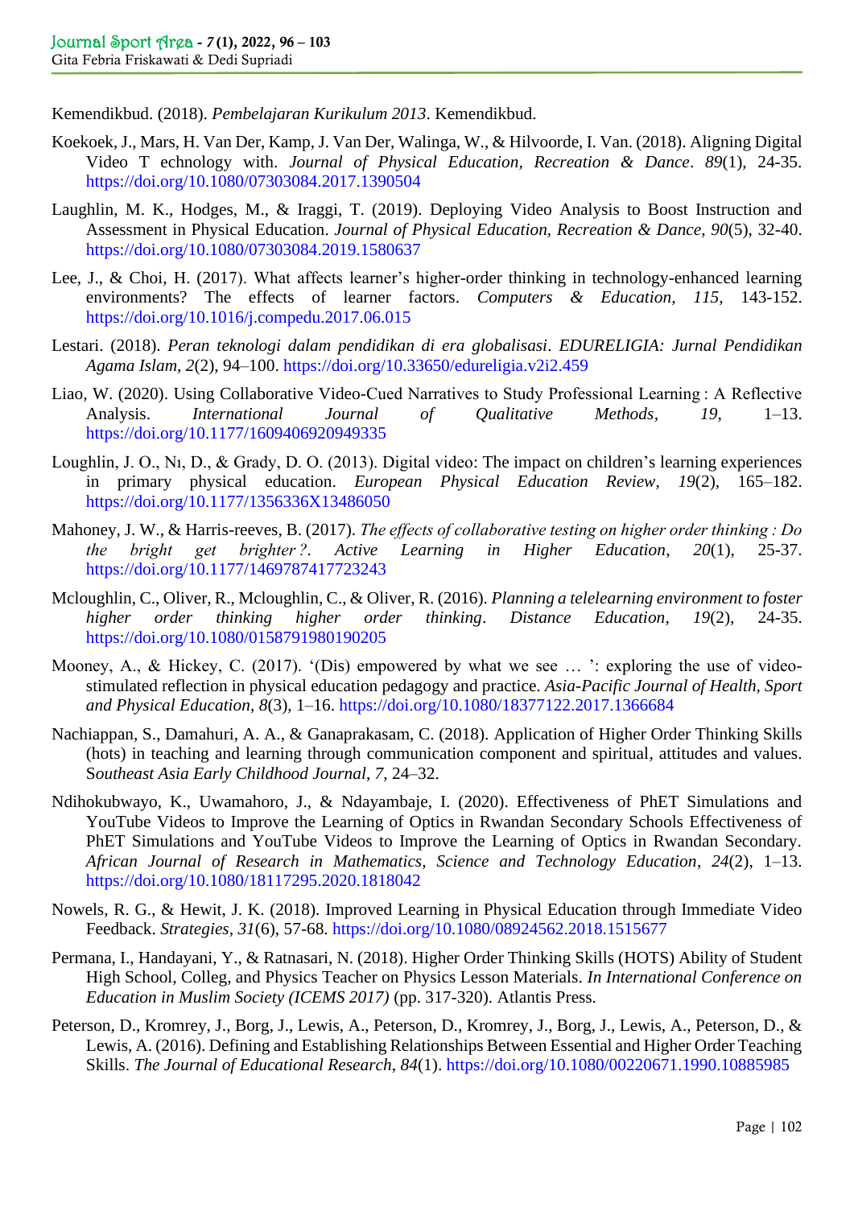Kemendikbud. (2018). *Pembelajaran Kurikulum 2013*. Kemendikbud.

Koekoek, J., Mars, H. Van Der, Kamp, J. Van Der, Walinga, W., & Hilvoorde, I. Van. (2018). Aligning Digital Video T echnology with. *Journal of Physical Education, Recreation & Dance*. *89*(1), 24-35. https://doi.org/10.1080/07303084.2017.1390504

Laughlin, M. K., Hodges, M., & Iraggi, T. (2019). Deploying Video Analysis to Boost Instruction and Assessment in Physical Education. *Journal of Physical Education, Recreation & Dance, 90*(5), 32-40. https://doi.org/10.1080/07303084.2019.1580637

Lee, J., & Choi, H. (2017). What affects learner's higher-order thinking in technology-enhanced learning environments? The effects of learner factors. *Computers & Education, 115*, 143-152. https://doi.org/10.1016/j.compedu.2017.06.015

Lestari. (2018). *Peran teknologi dalam pendidikan di era globalisasi*. *EDURELIGIA: Jurnal Pendidikan Agama Islam*, *2*(2), 94–100. https://doi.org/10.33650/edureligia.v2i2.459

Liao, W. (2020). Using Collaborative Video-Cued Narratives to Study Professional Learning : A Reflective Analysis. *International Journal of Qualitative Methods*, *19*, 1–13. https://doi.org/10.1177/1609406920949335

Loughlin, J. O., Nı, D., & Grady, D. O. (2013). Digital video: The impact on children's learning experiences in primary physical education. *European Physical Education Review*, *19*(2), 165–182. https://doi.org/10.1177/1356336X13486050

Mahoney, J. W., & Harris-reeves, B. (2017). *The effects of collaborative testing on higher order thinking : Do the bright get brighter ?*. *Active Learning in Higher Education*, *20*(1), 25-37. https://doi.org/10.1177/1469787417723243

Mcloughlin, C., Oliver, R., Mcloughlin, C., & Oliver, R. (2016). *Planning a telelearning environment to foster higher order thinking higher order thinking*. *Distance Education*, *19*(2), 24-35. https://doi.org/10.1080/0158791980190205

Mooney, A., & Hickey, C. (2017). '(Dis) empowered by what we see … ': exploring the use of video-stimulated reflection in physical education pedagogy and practice. *Asia-Pacific Journal of Health, Sport and Physical Education*, *8*(3), 1–16. https://doi.org/10.1080/18377122.2017.1366684

Nachiappan, S., Damahuri, A. A., & Ganaprakasam, C. (2018). Application of Higher Order Thinking Skills (hots) in teaching and learning through communication component and spiritual, attitudes and values. S*outheast Asia Early Childhood Journal*, *7*, 24–32.

Ndihokubwayo, K., Uwamahoro, J., & Ndayambaje, I. (2020). Effectiveness of PhET Simulations and YouTube Videos to Improve the Learning of Optics in Rwandan Secondary Schools Effectiveness of PhET Simulations and YouTube Videos to Improve the Learning of Optics in Rwandan Secondary. *African Journal of Research in Mathematics, Science and Technology Education*, *24*(2), 1–13. https://doi.org/10.1080/18117295.2020.1818042

Nowels, R. G., & Hewit, J. K. (2018). Improved Learning in Physical Education through Immediate Video Feedback. *Strategies, 31*(6), 57-68. https://doi.org/10.1080/08924562.2018.1515677

Permana, I., Handayani, Y., & Ratnasari, N. (2018). Higher Order Thinking Skills (HOTS) Ability of Student High School, Colleg, and Physics Teacher on Physics Lesson Materials. *In International Conference on Education in Muslim Society (ICEMS 2017)* (pp. 317-320). Atlantis Press.

Peterson, D., Kromrey, J., Borg, J., Lewis, A., Peterson, D., Kromrey, J., Borg, J., Lewis, A., Peterson, D., & Lewis, A. (2016). Defining and Establishing Relationships Between Essential and Higher Order Teaching Skills. *The Journal of Educational Research*, *84*(1). https://doi.org/10.1080/00220671.1990.10885985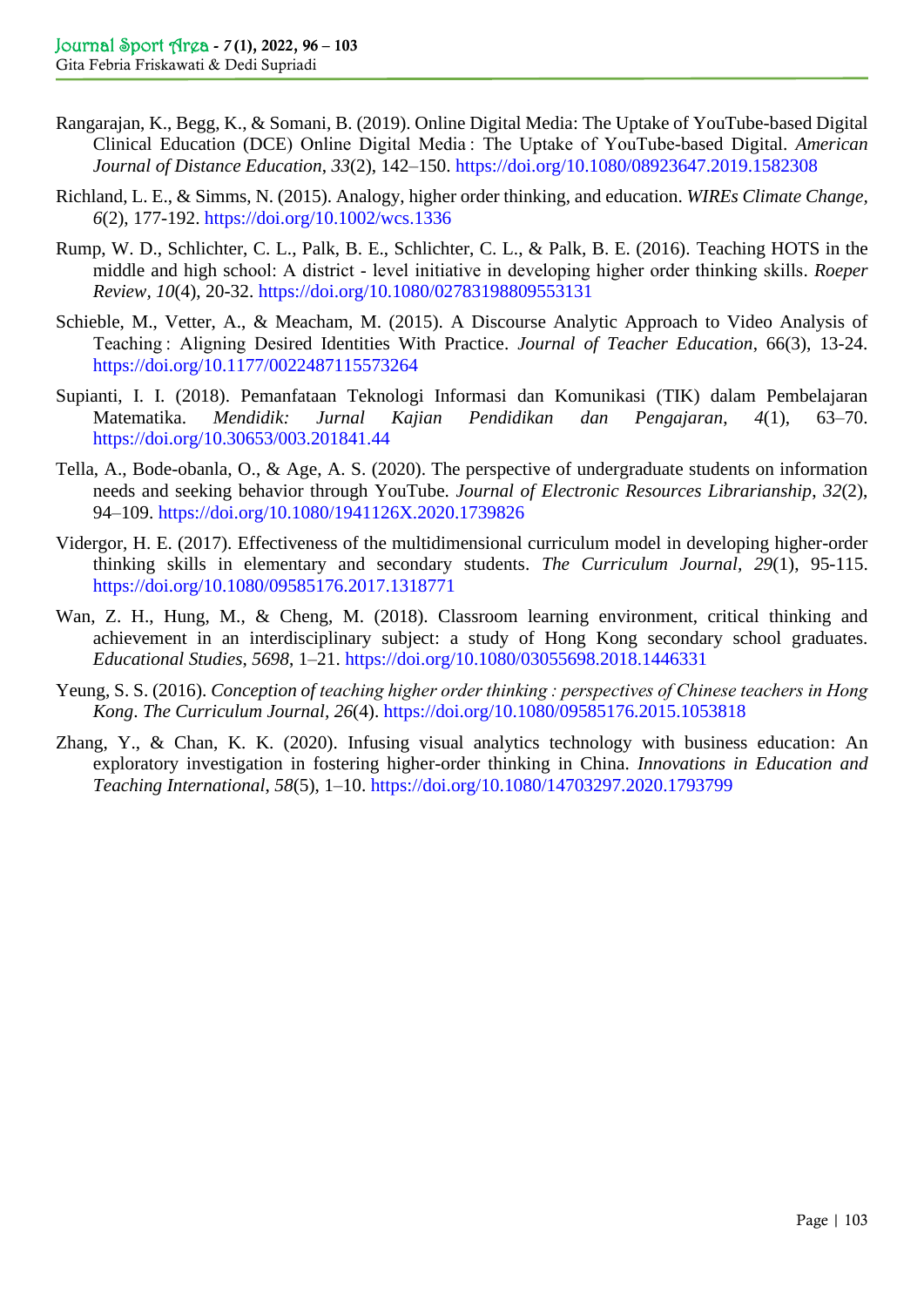Rangarajan, K., Begg, K., & Somani, B. (2019). Online Digital Media: The Uptake of YouTube-based Digital Clinical Education (DCE) Online Digital Media : The Uptake of YouTube-based Digital. *American Journal of Distance Education*, *33*(2), 142–150. https://doi.org/10.1080/08923647.2019.1582308

Richland, L. E., & Simms, N. (2015). Analogy, higher order thinking, and education. *WIREs Climate Change*, *6*(2), 177-192. https://doi.org/10.1002/wcs.1336

Rump, W. D., Schlichter, C. L., Palk, B. E., Schlichter, C. L., & Palk, B. E. (2016). Teaching HOTS in the middle and high school: A district - level initiative in developing higher order thinking skills. *Roeper Review*, *10*(4), 20-32. https://doi.org/10.1080/02783198809553131

Schieble, M., Vetter, A., & Meacham, M. (2015). A Discourse Analytic Approach to Video Analysis of Teaching : Aligning Desired Identities With Practice. *Journal of Teacher Education*, 66(3), 13-24. https://doi.org/10.1177/0022487115573264

Supianti, I. I. (2018). Pemanfataan Teknologi Informasi dan Komunikasi (TIK) dalam Pembelajaran Matematika. *Mendidik: Jurnal Kajian Pendidikan dan Pengajaran*, *4*(1), 63–70. https://doi.org/10.30653/003.201841.44

Tella, A., Bode-obanla, O., & Age, A. S. (2020). The perspective of undergraduate students on information needs and seeking behavior through YouTube. *Journal of Electronic Resources Librarianship*, *32*(2), 94–109. https://doi.org/10.1080/1941126X.2020.1739826

Vidergor, H. E. (2017). Effectiveness of the multidimensional curriculum model in developing higher-order thinking skills in elementary and secondary students. *The Curriculum Journal*, *29*(1), 95-115. https://doi.org/10.1080/09585176.2017.1318771

Wan, Z. H., Hung, M., & Cheng, M. (2018). Classroom learning environment, critical thinking and achievement in an interdisciplinary subject: a study of Hong Kong secondary school graduates. *Educational Studies*, *5698*, 1–21. https://doi.org/10.1080/03055698.2018.1446331

Yeung, S. S. (2016). *Conception of teaching higher order thinking : perspectives of Chinese teachers in Hong Kong*. *The Curriculum Journal*, *26*(4). https://doi.org/10.1080/09585176.2015.1053818

Zhang, Y., & Chan, K. K. (2020). Infusing visual analytics technology with business education: An exploratory investigation in fostering higher-order thinking in China. *Innovations in Education and Teaching International*, *58*(5), 1–10. https://doi.org/10.1080/14703297.2020.1793799